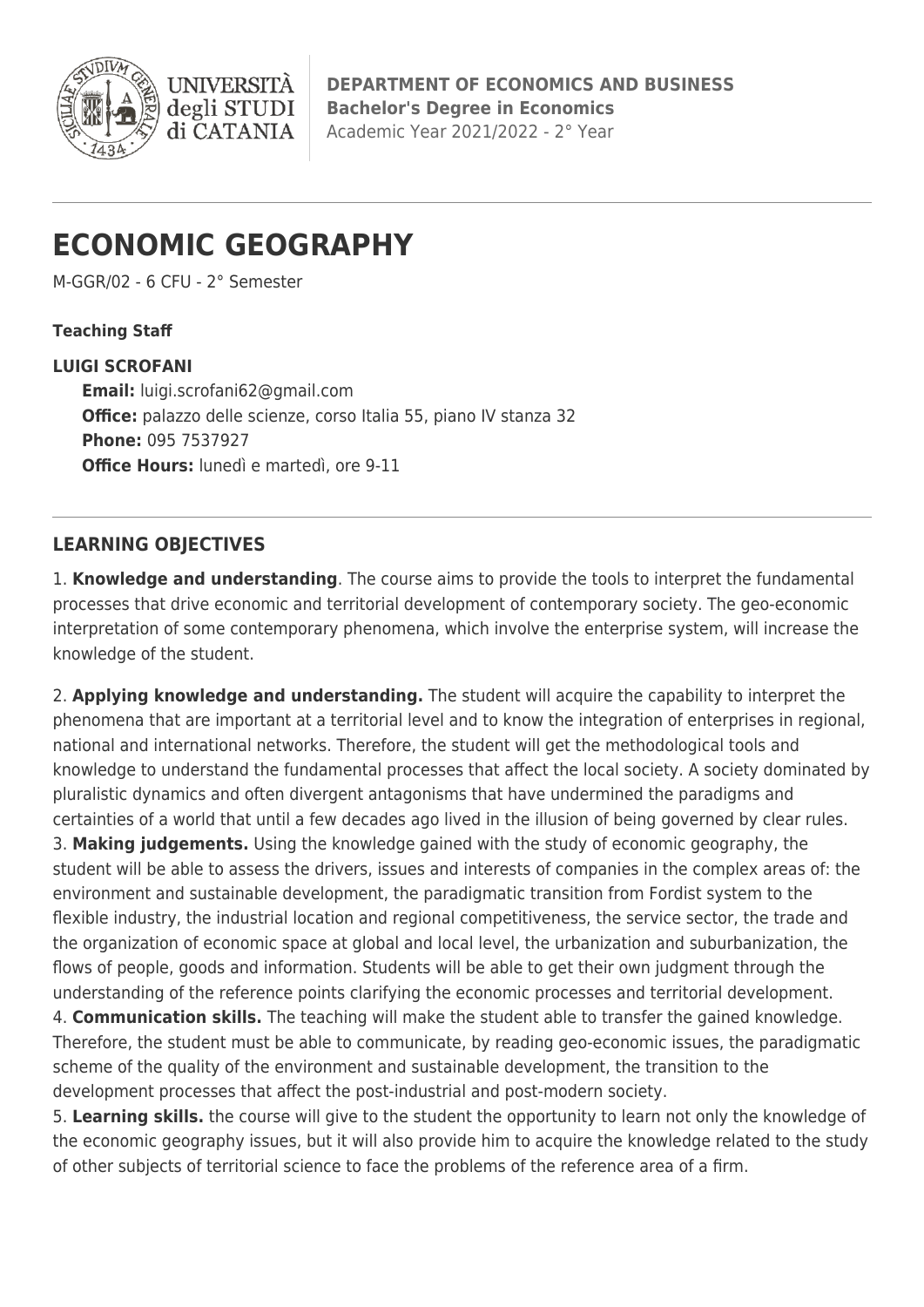**UNIVERSITÀ degli STUDI di CATANIA**

**DEPARTMENT OF ECONOMICS AND BUSINESS**
**Bachelor's Degree in Economics**
Academic Year 2021/2022 - 2° Year

# ECONOMIC GEOGRAPHY

M-GGR/02 - 6 CFU - 2° Semester

**Teaching Staff**

**LUIGI SCROFANI**

**Email:** luigi.scrofani62@gmail.com
**Office:** palazzo delle scienze, corso Italia 55, piano IV stanza 32
**Phone:** 095 7537927
**Office Hours:** lunedì e martedì, ore 9-11

## LEARNING OBJECTIVES

1. **Knowledge and understanding**. The course aims to provide the tools to interpret the fundamental processes that drive economic and territorial development of contemporary society. The geo-economic interpretation of some contemporary phenomena, which involve the enterprise system, will increase the knowledge of the student.

2. **Applying knowledge and understanding.** The student will acquire the capability to interpret the phenomena that are important at a territorial level and to know the integration of enterprises in regional, national and international networks. Therefore, the student will get the methodological tools and knowledge to understand the fundamental processes that affect the local society. A society dominated by pluralistic dynamics and often divergent antagonisms that have undermined the paradigms and certainties of a world that until a few decades ago lived in the illusion of being governed by clear rules.

3. **Making judgements.** Using the knowledge gained with the study of economic geography, the student will be able to assess the drivers, issues and interests of companies in the complex areas of: the environment and sustainable development, the paradigmatic transition from Fordist system to the flexible industry, the industrial location and regional competitiveness, the service sector, the trade and the organization of economic space at global and local level, the urbanization and suburbanization, the flows of people, goods and information. Students will be able to get their own judgment through the understanding of the reference points clarifying the economic processes and territorial development.

4. **Communication skills.** The teaching will make the student able to transfer the gained knowledge. Therefore, the student must be able to communicate, by reading geo-economic issues, the paradigmatic scheme of the quality of the environment and sustainable development, the transition to the development processes that affect the post-industrial and post-modern society.

5. **Learning skills.** the course will give to the student the opportunity to learn not only the knowledge of the economic geography issues, but it will also provide him to acquire the knowledge related to the study of other subjects of territorial science to face the problems of the reference area of a firm.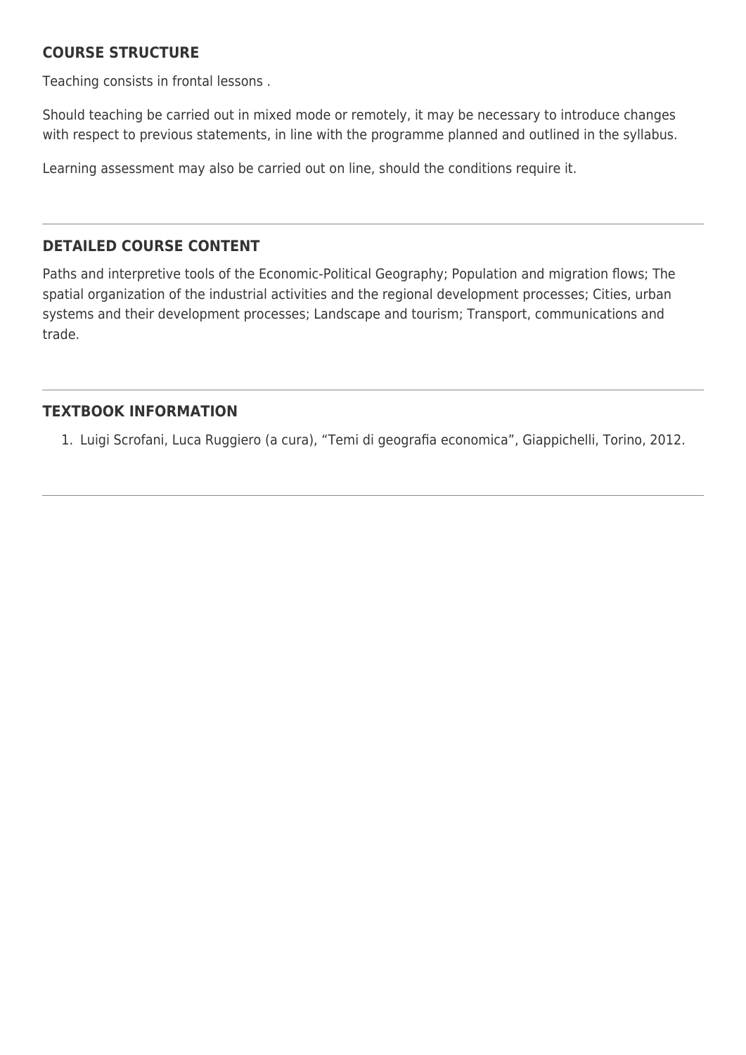## COURSE STRUCTURE

Teaching consists in frontal lessons .

Should teaching be carried out in mixed mode or remotely, it may be necessary to introduce changes with respect to previous statements, in line with the programme planned and outlined in the syllabus.

Learning assessment may also be carried out on line, should the conditions require it.

---

## DETAILED COURSE CONTENT

Paths and interpretive tools of the Economic-Political Geography; Population and migration flows; The spatial organization of the industrial activities and the regional development processes; Cities, urban systems and their development processes; Landscape and tourism; Transport, communications and trade.

---

## TEXTBOOK INFORMATION

1. Luigi Scrofani, Luca Ruggiero (a cura), “Temi di geografia economica”, Giappichelli, Torino, 2012.